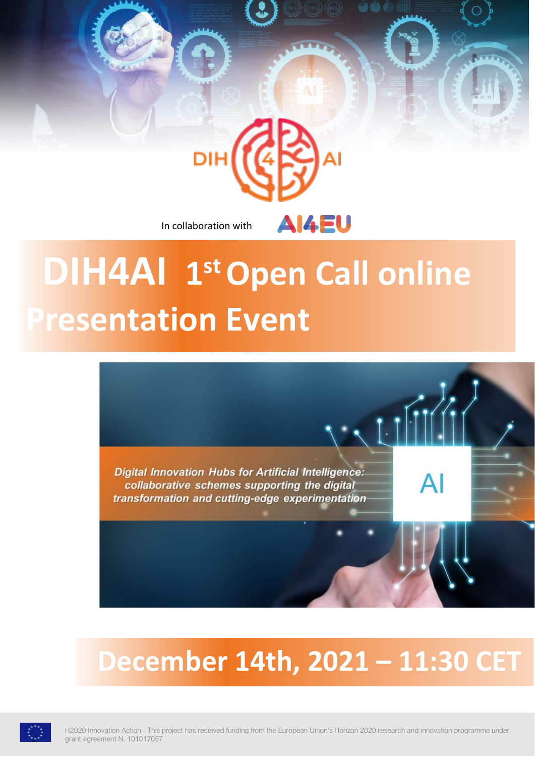DIH4AI

In collaboration with AI4EU

# DIH4AI 1st Open Call online Presentation Event

*Digital Innovation Hubs for Artificial Intelligence: collaborative schemes supporting the digital transformation and cutting-edge experimentation*

AI

## December 14th, 2021 – 11:30 CET

H2020 Innovation Action - This project has received funding from the European Union's Horizon 2020 research and innovation programme under grant agreement N. 101017057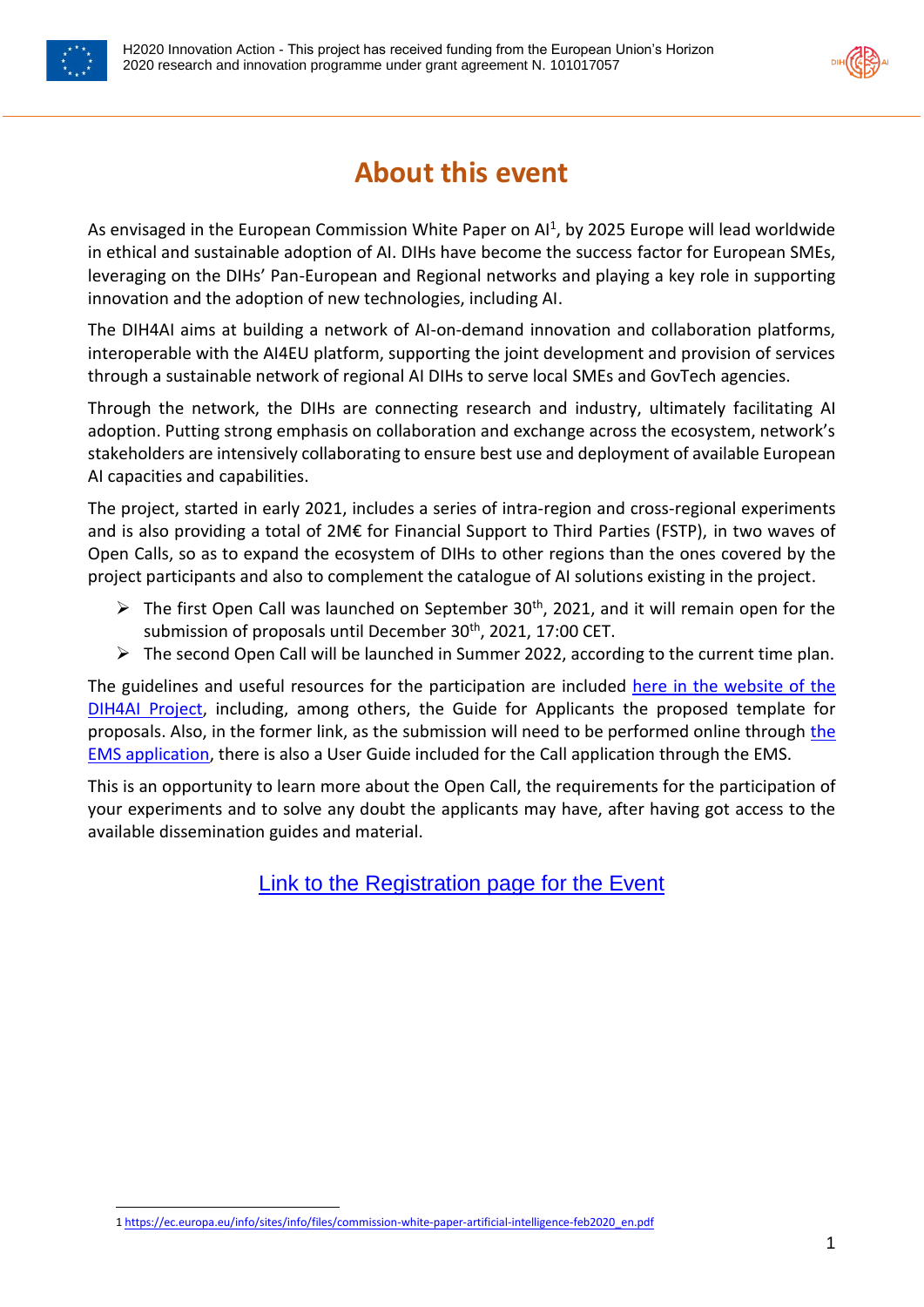# About this event

As envisaged in the European Commission White Paper on AI[1], by 2025 Europe will lead worldwide in ethical and sustainable adoption of AI. DIHs have become the success factor for European SMEs, leveraging on the DIHs' Pan-European and Regional networks and playing a key role in supporting innovation and the adoption of new technologies, including AI.

The DIH4AI aims at building a network of AI-on-demand innovation and collaboration platforms, interoperable with the AI4EU platform, supporting the joint development and provision of services through a sustainable network of regional AI DIHs to serve local SMEs and GovTech agencies.

Through the network, the DIHs are connecting research and industry, ultimately facilitating AI adoption. Putting strong emphasis on collaboration and exchange across the ecosystem, network's stakeholders are intensively collaborating to ensure best use and deployment of available European AI capacities and capabilities.

The project, started in early 2021, includes a series of intra-region and cross-regional experiments and is also providing a total of 2M€ for Financial Support to Third Parties (FSTP), in two waves of Open Calls, so as to expand the ecosystem of DIHs to other regions than the ones covered by the project participants and also to complement the catalogue of AI solutions existing in the project.

- The first Open Call was launched on September 30th, 2021, and it will remain open for the submission of proposals until December 30th, 2021, 17:00 CET.
- The second Open Call will be launched in Summer 2022, according to the current time plan.

The guidelines and useful resources for the participation are included here in the website of the DIH4AI Project, including, among others, the Guide for Applicants the proposed template for proposals. Also, in the former link, as the submission will need to be performed online through the EMS application, there is also a User Guide included for the Call application through the EMS.

This is an opportunity to learn more about the Open Call, the requirements for the participation of your experiments and to solve any doubt the applicants may have, after having got access to the available dissemination guides and material.

Link to the Registration page for the Event

[1] https://ec.europa.eu/info/sites/info/files/commission-white-paper-artificial-intelligence-feb2020_en.pdf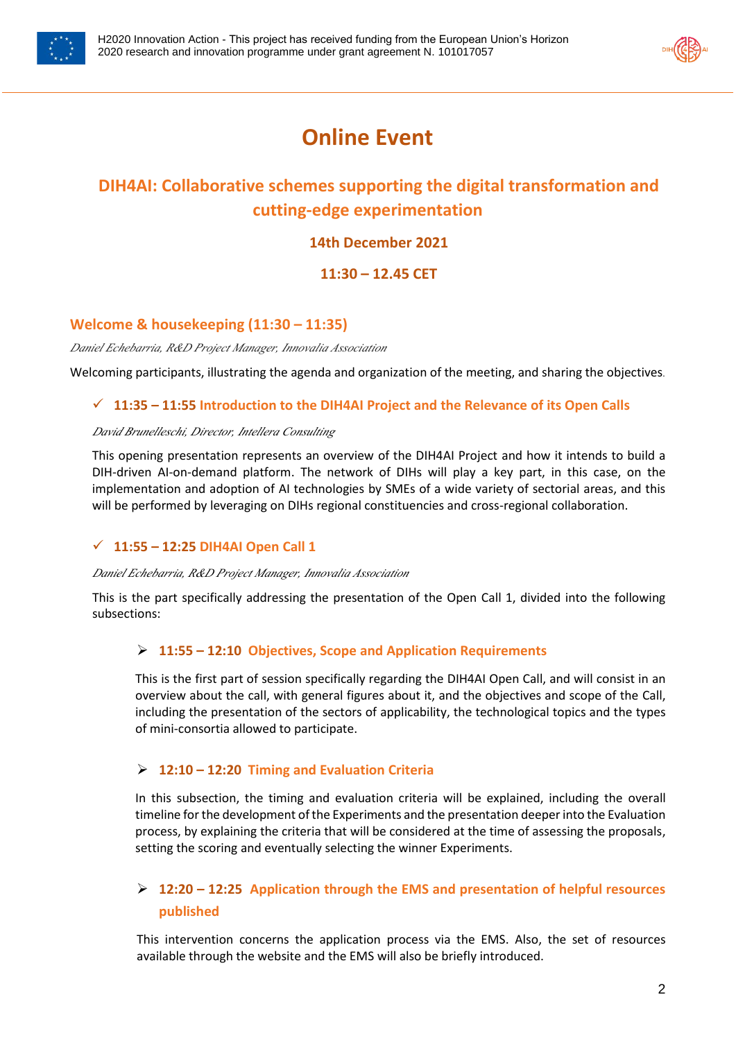# Online Event

## DIH4AI: Collaborative schemes supporting the digital transformation and cutting-edge experimentation

**14th December 2021**

**11:30 – 12.45 CET**

### Welcome & housekeeping (11:30 – 11:35)

*Daniel Echebarria, R&D Project Manager, Innovalia Association*

Welcoming participants, illustrating the agenda and organization of the meeting, and sharing the objectives.

### ✓ 11:35 – 11:55 Introduction to the DIH4AI Project and the Relevance of its Open Calls

*David Brunelleschi, Director, Intellera Consulting*

This opening presentation represents an overview of the DIH4AI Project and how it intends to build a DIH-driven AI-on-demand platform. The network of DIHs will play a key part, in this case, on the implementation and adoption of AI technologies by SMEs of a wide variety of sectorial areas, and this will be performed by leveraging on DIHs regional constituencies and cross-regional collaboration.

### ✓ 11:55 – 12:25 DIH4AI Open Call 1

*Daniel Echebarria, R&D Project Manager, Innovalia Association*

This is the part specifically addressing the presentation of the Open Call 1, divided into the following subsections:

#### ➢ 11:55 – 12:10 Objectives, Scope and Application Requirements

This is the first part of session specifically regarding the DIH4AI Open Call, and will consist in an overview about the call, with general figures about it, and the objectives and scope of the Call, including the presentation of the sectors of applicability, the technological topics and the types of mini-consortia allowed to participate.

#### ➢ 12:10 – 12:20 Timing and Evaluation Criteria

In this subsection, the timing and evaluation criteria will be explained, including the overall timeline for the development of the Experiments and the presentation deeper into the Evaluation process, by explaining the criteria that will be considered at the time of assessing the proposals, setting the scoring and eventually selecting the winner Experiments.

#### ➢ 12:20 – 12:25 Application through the EMS and presentation of helpful resources published

This intervention concerns the application process via the EMS. Also, the set of resources available through the website and the EMS will also be briefly introduced.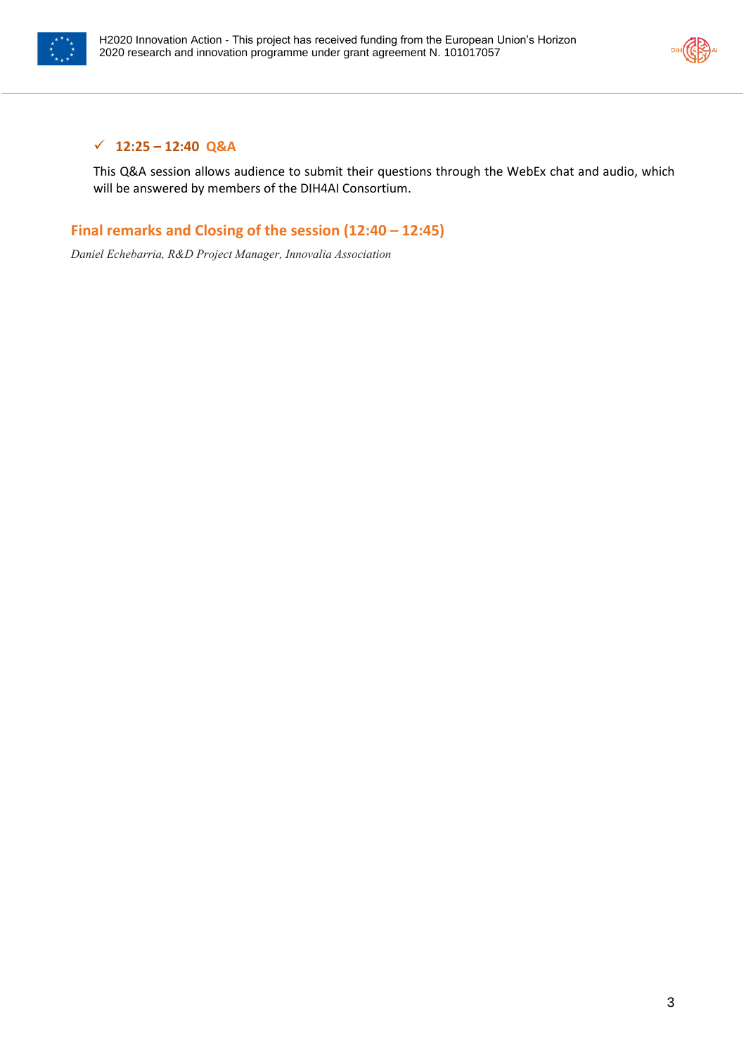- **12:25 – 12:40 Q&A**

This Q&A session allows audience to submit their questions through the WebEx chat and audio, which will be answered by members of the DIH4AI Consortium.

## Final remarks and Closing of the session (12:40 – 12:45)

*Daniel Echebarria, R&D Project Manager, Innovalia Association*